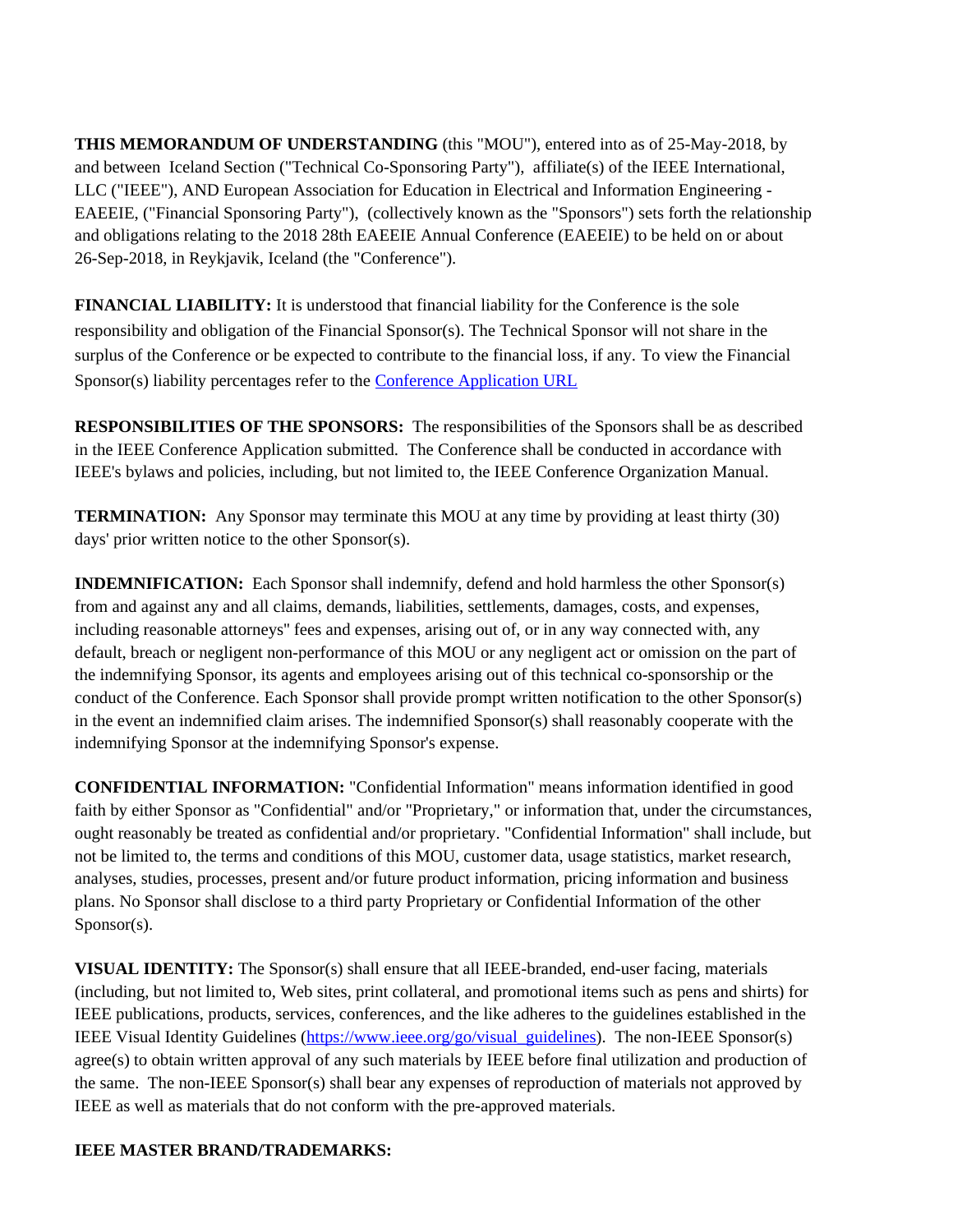**THIS MEMORANDUM OF UNDERSTANDING** (this "MOU"), entered into as of 25-May-2018, by and between Iceland Section ("Technical Co-Sponsoring Party"), affiliate(s) of the IEEE International, LLC ("IEEE"), AND European Association for Education in Electrical and Information Engineering - EAEEIE, ("Financial Sponsoring Party"), (collectively known as the "Sponsors") sets forth the relationship and obligations relating to the 2018 28th EAEEIE Annual Conference (EAEEIE) to be held on or about 26-Sep-2018, in Reykjavik, Iceland (the "Conference").

**FINANCIAL LIABILITY:** It is understood that financial liability for the Conference is the sole responsibility and obligation of the Financial Sponsor(s). The Technical Sponsor will not share in the surplus of the Conference or be expected to contribute to the financial loss, if any. To view the Financial Sponsor(s) liability percentages refer to the Conference Application URL

**RESPONSIBILITIES OF THE SPONSORS:** The responsibilities of the Sponsors shall be as described in the IEEE Conference Application submitted. The Conference shall be conducted in accordance with IEEE's bylaws and policies, including, but not limited to, the IEEE Conference Organization Manual.

**TERMINATION:** Any Sponsor may terminate this MOU at any time by providing at least thirty (30) days' prior written notice to the other Sponsor(s).

**INDEMNIFICATION:** Each Sponsor shall indemnify, defend and hold harmless the other Sponsor(s) from and against any and all claims, demands, liabilities, settlements, damages, costs, and expenses, including reasonable attorneys" fees and expenses, arising out of, or in any way connected with, any default, breach or negligent non-performance of this MOU or any negligent act or omission on the part of the indemnifying Sponsor, its agents and employees arising out of this technical co-sponsorship or the conduct of the Conference. Each Sponsor shall provide prompt written notification to the other Sponsor(s) in the event an indemnified claim arises. The indemnified Sponsor(s) shall reasonably cooperate with the indemnifying Sponsor at the indemnifying Sponsor's expense.

**CONFIDENTIAL INFORMATION:** "Confidential Information" means information identified in good faith by either Sponsor as "Confidential" and/or "Proprietary," or information that, under the circumstances, ought reasonably be treated as confidential and/or proprietary. "Confidential Information" shall include, but not be limited to, the terms and conditions of this MOU, customer data, usage statistics, market research, analyses, studies, processes, present and/or future product information, pricing information and business plans. No Sponsor shall disclose to a third party Proprietary or Confidential Information of the other Sponsor(s).

**VISUAL IDENTITY:** The Sponsor(s) shall ensure that all IEEE-branded, end-user facing, materials (including, but not limited to, Web sites, print collateral, and promotional items such as pens and shirts) for IEEE publications, products, services, conferences, and the like adheres to the guidelines established in the IEEE Visual Identity Guidelines (https://www.ieee.org/go/visual_guidelines). The non-IEEE Sponsor(s) agree(s) to obtain written approval of any such materials by IEEE before final utilization and production of the same. The non-IEEE Sponsor(s) shall bear any expenses of reproduction of materials not approved by IEEE as well as materials that do not conform with the pre-approved materials.

**IEEE MASTER BRAND/TRADEMARKS:**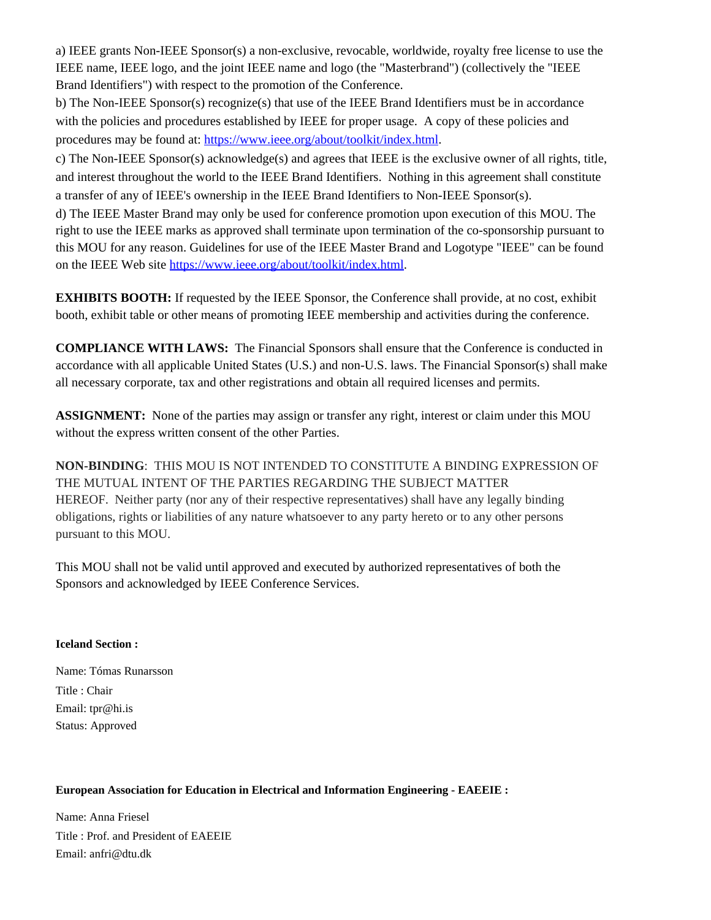a) IEEE grants Non-IEEE Sponsor(s) a non-exclusive, revocable, worldwide, royalty free license to use the IEEE name, IEEE logo, and the joint IEEE name and logo (the "Masterbrand") (collectively the "IEEE Brand Identifiers") with respect to the promotion of the Conference.
b) The Non-IEEE Sponsor(s) recognize(s) that use of the IEEE Brand Identifiers must be in accordance with the policies and procedures established by IEEE for proper usage. A copy of these policies and procedures may be found at: [https://www.ieee.org/about/toolkit/index.html](https://www.ieee.org/about/toolkit/index.html).
c) The Non-IEEE Sponsor(s) acknowledge(s) and agrees that IEEE is the exclusive owner of all rights, title, and interest throughout the world to the IEEE Brand Identifiers. Nothing in this agreement shall constitute a transfer of any of IEEE's ownership in the IEEE Brand Identifiers to Non-IEEE Sponsor(s).
d) The IEEE Master Brand may only be used for conference promotion upon execution of this MOU. The right to use the IEEE marks as approved shall terminate upon termination of the co-sponsorship pursuant to this MOU for any reason. Guidelines for use of the IEEE Master Brand and Logotype "IEEE" can be found on the IEEE Web site [https://www.ieee.org/about/toolkit/index.html](https://www.ieee.org/about/toolkit/index.html).

**EXHIBITS BOOTH:** If requested by the IEEE Sponsor, the Conference shall provide, at no cost, exhibit booth, exhibit table or other means of promoting IEEE membership and activities during the conference.

**COMPLIANCE WITH LAWS:** The Financial Sponsors shall ensure that the Conference is conducted in accordance with all applicable United States (U.S.) and non-U.S. laws. The Financial Sponsor(s) shall make all necessary corporate, tax and other registrations and obtain all required licenses and permits.

**ASSIGNMENT:** None of the parties may assign or transfer any right, interest or claim under this MOU without the express written consent of the other Parties.

**NON-BINDING**: THIS MOU IS NOT INTENDED TO CONSTITUTE A BINDING EXPRESSION OF THE MUTUAL INTENT OF THE PARTIES REGARDING THE SUBJECT MATTER HEREOF. Neither party (nor any of their respective representatives) shall have any legally binding obligations, rights or liabilities of any nature whatsoever to any party hereto or to any other persons pursuant to this MOU.

This MOU shall not be valid until approved and executed by authorized representatives of both the Sponsors and acknowledged by IEEE Conference Services.

**Iceland Section :**

Name: Tómas Runarsson
Title : Chair
Email: tpr@hi.is
Status: Approved

**European Association for Education in Electrical and Information Engineering - EAEEIE :**

Name: Anna Friesel
Title : Prof. and President of EAEEIE
Email: anfri@dtu.dk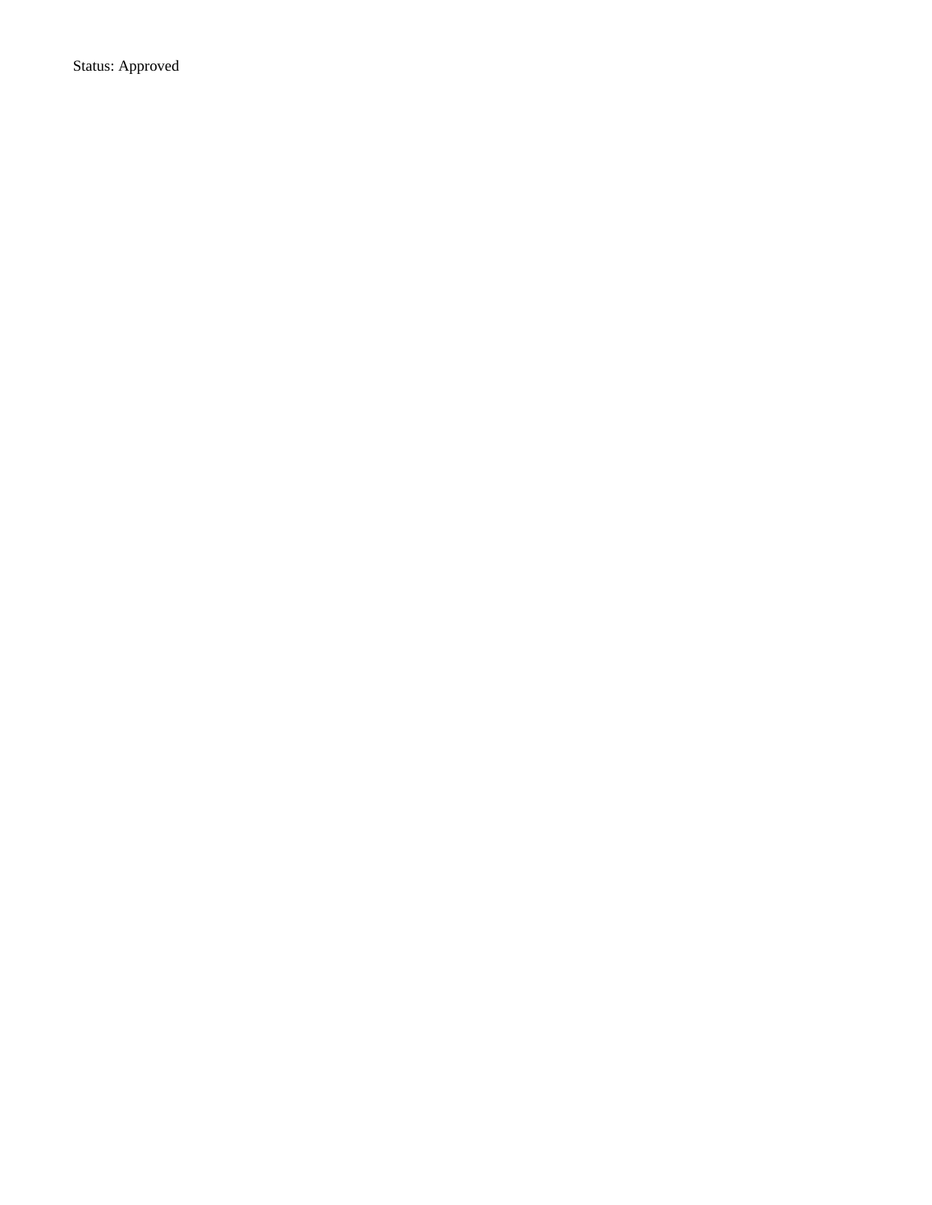Status: Approved